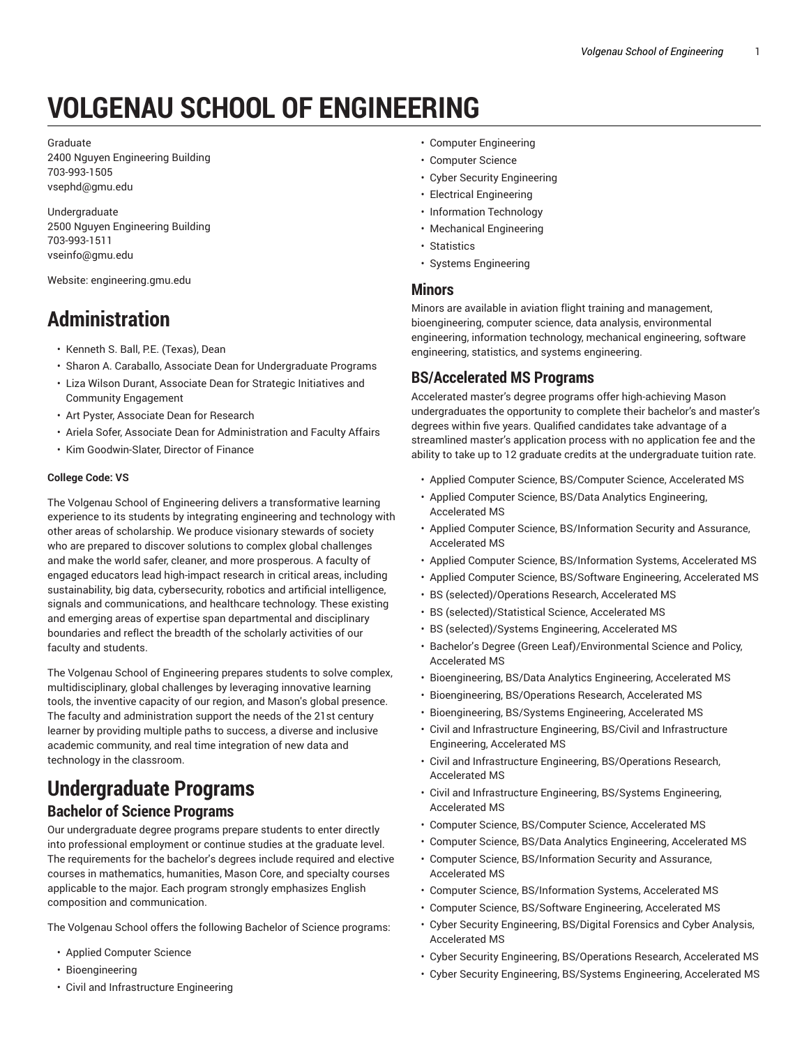# VOLGENAU SCHOOL OF ENGINEERING

Graduate
2400 Nguyen Engineering Building
703-993-1505
vsephd@gmu.edu

Undergraduate
2500 Nguyen Engineering Building
703-993-1511
vseinfo@gmu.edu

Website: engineering.gmu.edu

# Administration

- Kenneth S. Ball, P.E. (Texas), Dean
- Sharon A. Caraballo, Associate Dean for Undergraduate Programs
- Liza Wilson Durant, Associate Dean for Strategic Initiatives and Community Engagement
- Art Pyster, Associate Dean for Research
- Ariela Sofer, Associate Dean for Administration and Faculty Affairs
- Kim Goodwin-Slater, Director of Finance

**College Code: VS**

The Volgenau School of Engineering delivers a transformative learning experience to its students by integrating engineering and technology with other areas of scholarship. We produce visionary stewards of society who are prepared to discover solutions to complex global challenges and make the world safer, cleaner, and more prosperous. A faculty of engaged educators lead high-impact research in critical areas, including sustainability, big data, cybersecurity, robotics and artificial intelligence, signals and communications, and healthcare technology. These existing and emerging areas of expertise span departmental and disciplinary boundaries and reflect the breadth of the scholarly activities of our faculty and students.

The Volgenau School of Engineering prepares students to solve complex, multidisciplinary, global challenges by leveraging innovative learning tools, the inventive capacity of our region, and Mason's global presence. The faculty and administration support the needs of the 21st century learner by providing multiple paths to success, a diverse and inclusive academic community, and real time integration of new data and technology in the classroom.

# Undergraduate Programs

## Bachelor of Science Programs

Our undergraduate degree programs prepare students to enter directly into professional employment or continue studies at the graduate level. The requirements for the bachelor's degrees include required and elective courses in mathematics, humanities, Mason Core, and specialty courses applicable to the major. Each program strongly emphasizes English composition and communication.

The Volgenau School offers the following Bachelor of Science programs:

- Applied Computer Science
- Bioengineering
- Civil and Infrastructure Engineering
- Computer Engineering
- Computer Science
- Cyber Security Engineering
- Electrical Engineering
- Information Technology
- Mechanical Engineering
- Statistics
- Systems Engineering

## Minors

Minors are available in aviation flight training and management, bioengineering, computer science, data analysis, environmental engineering, information technology, mechanical engineering, software engineering, statistics, and systems engineering.

## BS/Accelerated MS Programs

Accelerated master's degree programs offer high-achieving Mason undergraduates the opportunity to complete their bachelor's and master's degrees within five years. Qualified candidates take advantage of a streamlined master's application process with no application fee and the ability to take up to 12 graduate credits at the undergraduate tuition rate.

- Applied Computer Science, BS/Computer Science, Accelerated MS
- Applied Computer Science, BS/Data Analytics Engineering, Accelerated MS
- Applied Computer Science, BS/Information Security and Assurance, Accelerated MS
- Applied Computer Science, BS/Information Systems, Accelerated MS
- Applied Computer Science, BS/Software Engineering, Accelerated MS
- BS (selected)/Operations Research, Accelerated MS
- BS (selected)/Statistical Science, Accelerated MS
- BS (selected)/Systems Engineering, Accelerated MS
- Bachelor's Degree (Green Leaf)/Environmental Science and Policy, Accelerated MS
- Bioengineering, BS/Data Analytics Engineering, Accelerated MS
- Bioengineering, BS/Operations Research, Accelerated MS
- Bioengineering, BS/Systems Engineering, Accelerated MS
- Civil and Infrastructure Engineering, BS/Civil and Infrastructure Engineering, Accelerated MS
- Civil and Infrastructure Engineering, BS/Operations Research, Accelerated MS
- Civil and Infrastructure Engineering, BS/Systems Engineering, Accelerated MS
- Computer Science, BS/Computer Science, Accelerated MS
- Computer Science, BS/Data Analytics Engineering, Accelerated MS
- Computer Science, BS/Information Security and Assurance, Accelerated MS
- Computer Science, BS/Information Systems, Accelerated MS
- Computer Science, BS/Software Engineering, Accelerated MS
- Cyber Security Engineering, BS/Digital Forensics and Cyber Analysis, Accelerated MS
- Cyber Security Engineering, BS/Operations Research, Accelerated MS
- Cyber Security Engineering, BS/Systems Engineering, Accelerated MS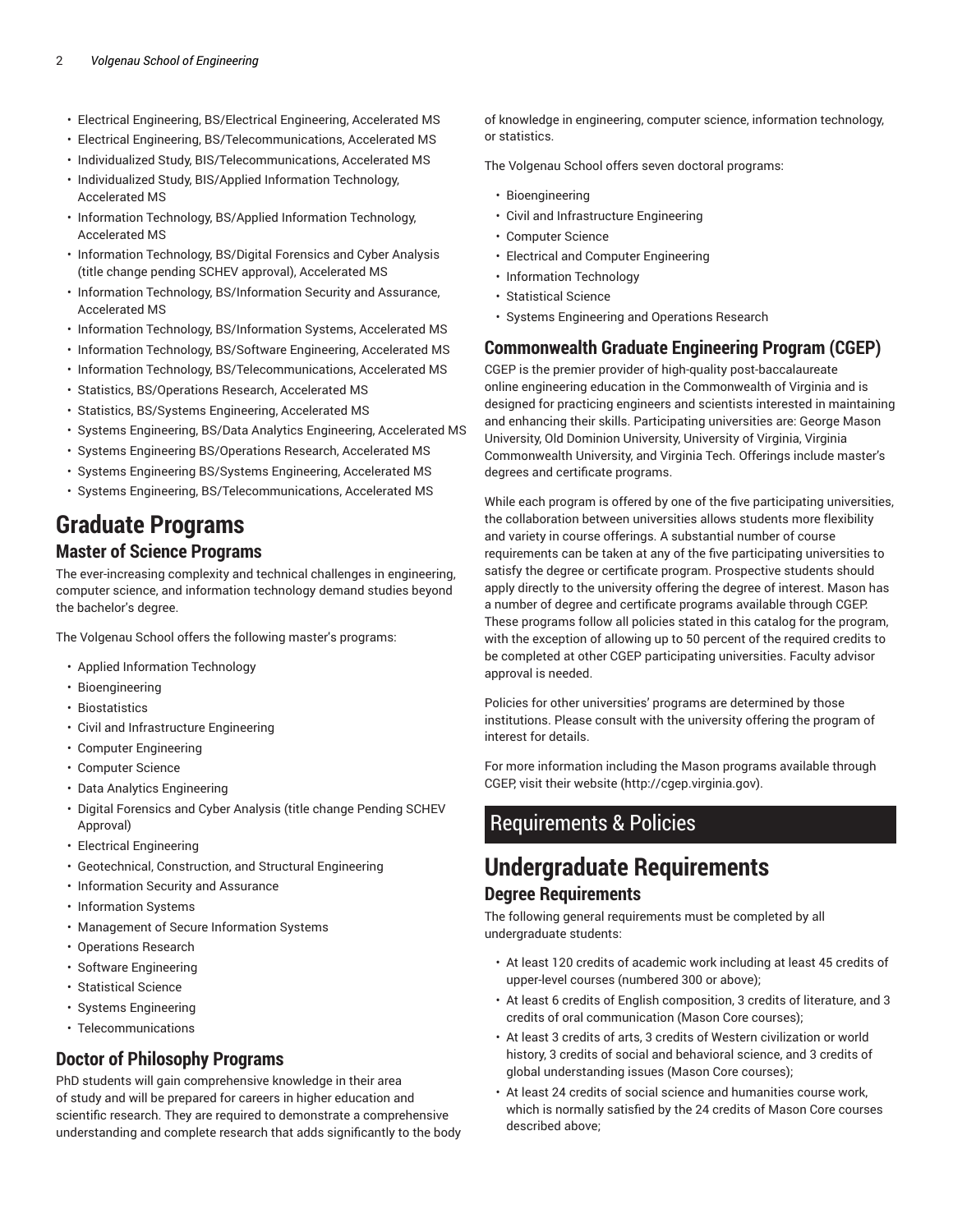- Electrical Engineering, BS/Electrical Engineering, Accelerated MS
- Electrical Engineering, BS/Telecommunications, Accelerated MS
- Individualized Study, BIS/Telecommunications, Accelerated MS
- Individualized Study, BIS/Applied Information Technology, Accelerated MS
- Information Technology, BS/Applied Information Technology, Accelerated MS
- Information Technology, BS/Digital Forensics and Cyber Analysis (title change pending SCHEV approval), Accelerated MS
- Information Technology, BS/Information Security and Assurance, Accelerated MS
- Information Technology, BS/Information Systems, Accelerated MS
- Information Technology, BS/Software Engineering, Accelerated MS
- Information Technology, BS/Telecommunications, Accelerated MS
- Statistics, BS/Operations Research, Accelerated MS
- Statistics, BS/Systems Engineering, Accelerated MS
- Systems Engineering, BS/Data Analytics Engineering, Accelerated MS
- Systems Engineering BS/Operations Research, Accelerated MS
- Systems Engineering BS/Systems Engineering, Accelerated MS
- Systems Engineering, BS/Telecommunications, Accelerated MS

# Graduate Programs

## Master of Science Programs

The ever-increasing complexity and technical challenges in engineering, computer science, and information technology demand studies beyond the bachelor's degree.

The Volgenau School offers the following master's programs:

- Applied Information Technology
- Bioengineering
- Biostatistics
- Civil and Infrastructure Engineering
- Computer Engineering
- Computer Science
- Data Analytics Engineering
- Digital Forensics and Cyber Analysis (title change Pending SCHEV Approval)
- Electrical Engineering
- Geotechnical, Construction, and Structural Engineering
- Information Security and Assurance
- Information Systems
- Management of Secure Information Systems
- Operations Research
- Software Engineering
- Statistical Science
- Systems Engineering
- Telecommunications

## Doctor of Philosophy Programs

PhD students will gain comprehensive knowledge in their area of study and will be prepared for careers in higher education and scientific research. They are required to demonstrate a comprehensive understanding and complete research that adds significantly to the body of knowledge in engineering, computer science, information technology, or statistics.

The Volgenau School offers seven doctoral programs:

- Bioengineering
- Civil and Infrastructure Engineering
- Computer Science
- Electrical and Computer Engineering
- Information Technology
- Statistical Science
- Systems Engineering and Operations Research

## Commonwealth Graduate Engineering Program (CGEP)

CGEP is the premier provider of high-quality post-baccalaureate online engineering education in the Commonwealth of Virginia and is designed for practicing engineers and scientists interested in maintaining and enhancing their skills. Participating universities are: George Mason University, Old Dominion University, University of Virginia, Virginia Commonwealth University, and Virginia Tech. Offerings include master's degrees and certificate programs.

While each program is offered by one of the five participating universities, the collaboration between universities allows students more flexibility and variety in course offerings. A substantial number of course requirements can be taken at any of the five participating universities to satisfy the degree or certificate program. Prospective students should apply directly to the university offering the degree of interest. Mason has a number of degree and certificate programs available through CGEP. These programs follow all policies stated in this catalog for the program, with the exception of allowing up to 50 percent of the required credits to be completed at other CGEP participating universities. Faculty advisor approval is needed.

Policies for other universities' programs are determined by those institutions. Please consult with the university offering the program of interest for details.

For more information including the Mason programs available through CGEP, visit their website (http://cgep.virginia.gov).

# Requirements & Policies

# Undergraduate Requirements

## Degree Requirements

The following general requirements must be completed by all undergraduate students:

- At least 120 credits of academic work including at least 45 credits of upper-level courses (numbered 300 or above);
- At least 6 credits of English composition, 3 credits of literature, and 3 credits of oral communication (Mason Core courses);
- At least 3 credits of arts, 3 credits of Western civilization or world history, 3 credits of social and behavioral science, and 3 credits of global understanding issues (Mason Core courses);
- At least 24 credits of social science and humanities course work, which is normally satisfied by the 24 credits of Mason Core courses described above;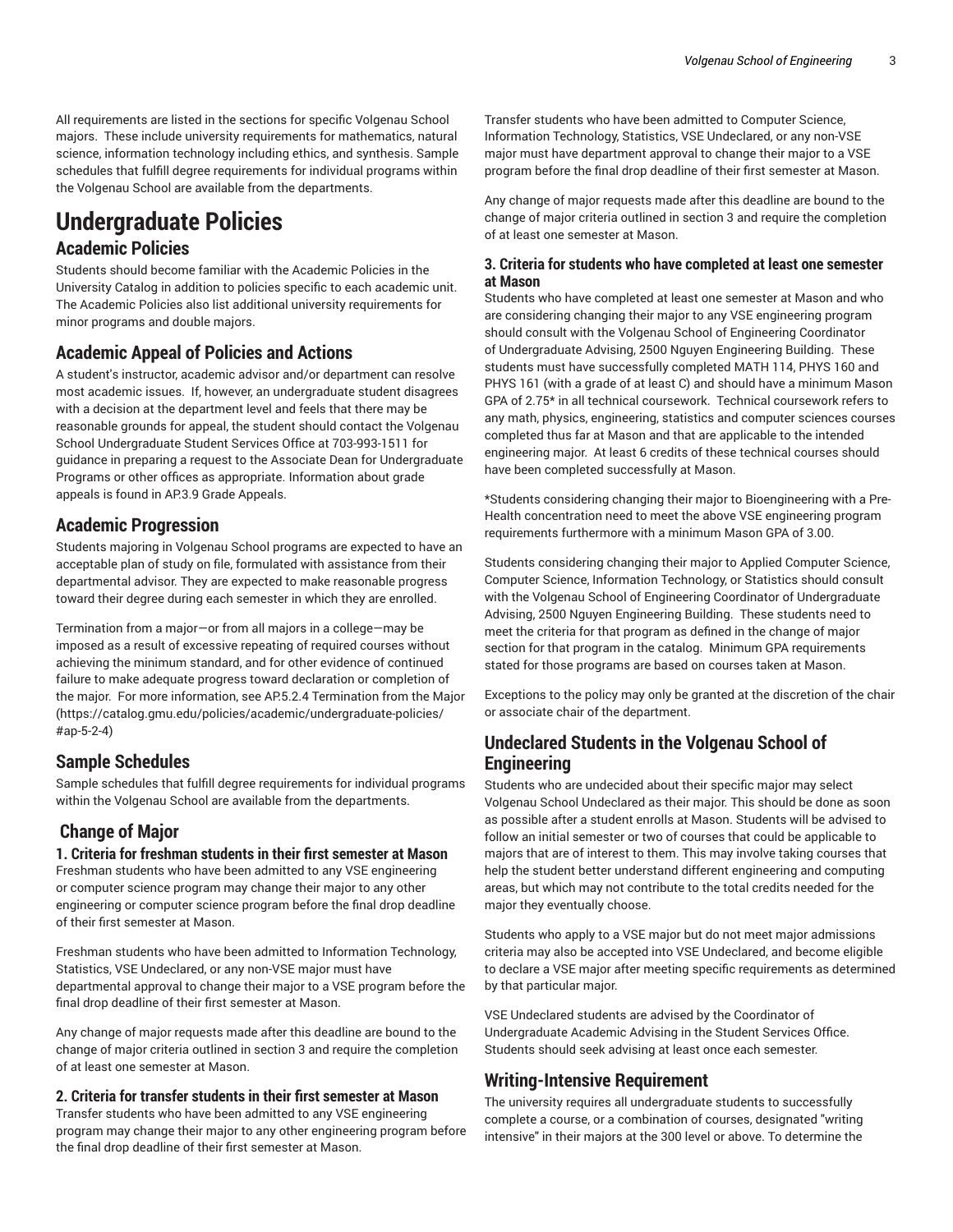All requirements are listed in the sections for specific Volgenau School majors. These include university requirements for mathematics, natural science, information technology including ethics, and synthesis. Sample schedules that fulfill degree requirements for individual programs within the Volgenau School are available from the departments.

# Undergraduate Policies

## Academic Policies

Students should become familiar with the Academic Policies in the University Catalog in addition to policies specific to each academic unit. The Academic Policies also list additional university requirements for minor programs and double majors.

## Academic Appeal of Policies and Actions

A student's instructor, academic advisor and/or department can resolve most academic issues. If, however, an undergraduate student disagrees with a decision at the department level and feels that there may be reasonable grounds for appeal, the student should contact the Volgenau School Undergraduate Student Services Office at 703-993-1511 for guidance in preparing a request to the Associate Dean for Undergraduate Programs or other offices as appropriate. Information about grade appeals is found in AP.3.9 Grade Appeals.

## Academic Progression

Students majoring in Volgenau School programs are expected to have an acceptable plan of study on file, formulated with assistance from their departmental advisor. They are expected to make reasonable progress toward their degree during each semester in which they are enrolled.

Termination from a major—or from all majors in a college—may be imposed as a result of excessive repeating of required courses without achieving the minimum standard, and for other evidence of continued failure to make adequate progress toward declaration or completion of the major. For more information, see AP.5.2.4 Termination from the Major (https://catalog.gmu.edu/policies/academic/undergraduate-policies/#ap-5-2-4)

## Sample Schedules

Sample schedules that fulfill degree requirements for individual programs within the Volgenau School are available from the departments.

## Change of Major

### 1. Criteria for freshman students in their first semester at Mason

Freshman students who have been admitted to any VSE engineering or computer science program may change their major to any other engineering or computer science program before the final drop deadline of their first semester at Mason.

Freshman students who have been admitted to Information Technology, Statistics, VSE Undeclared, or any non-VSE major must have departmental approval to change their major to a VSE program before the final drop deadline of their first semester at Mason.

Any change of major requests made after this deadline are bound to the change of major criteria outlined in section 3 and require the completion of at least one semester at Mason.

### 2. Criteria for transfer students in their first semester at Mason

Transfer students who have been admitted to any VSE engineering program may change their major to any other engineering program before the final drop deadline of their first semester at Mason.

Transfer students who have been admitted to Computer Science, Information Technology, Statistics, VSE Undeclared, or any non-VSE major must have department approval to change their major to a VSE program before the final drop deadline of their first semester at Mason.

Any change of major requests made after this deadline are bound to the change of major criteria outlined in section 3 and require the completion of at least one semester at Mason.

### 3. Criteria for students who have completed at least one semester at Mason

Students who have completed at least one semester at Mason and who are considering changing their major to any VSE engineering program should consult with the Volgenau School of Engineering Coordinator of Undergraduate Advising, 2500 Nguyen Engineering Building. These students must have successfully completed MATH 114, PHYS 160 and PHYS 161 (with a grade of at least C) and should have a minimum Mason GPA of 2.75* in all technical coursework. Technical coursework refers to any math, physics, engineering, statistics and computer sciences courses completed thus far at Mason and that are applicable to the intended engineering major. At least 6 credits of these technical courses should have been completed successfully at Mason.

*Students considering changing their major to Bioengineering with a Pre-Health concentration need to meet the above VSE engineering program requirements furthermore with a minimum Mason GPA of 3.00.

Students considering changing their major to Applied Computer Science, Computer Science, Information Technology, or Statistics should consult with the Volgenau School of Engineering Coordinator of Undergraduate Advising, 2500 Nguyen Engineering Building. These students need to meet the criteria for that program as defined in the change of major section for that program in the catalog. Minimum GPA requirements stated for those programs are based on courses taken at Mason.

Exceptions to the policy may only be granted at the discretion of the chair or associate chair of the department.

## Undeclared Students in the Volgenau School of Engineering

Students who are undecided about their specific major may select Volgenau School Undeclared as their major. This should be done as soon as possible after a student enrolls at Mason. Students will be advised to follow an initial semester or two of courses that could be applicable to majors that are of interest to them. This may involve taking courses that help the student better understand different engineering and computing areas, but which may not contribute to the total credits needed for the major they eventually choose.

Students who apply to a VSE major but do not meet major admissions criteria may also be accepted into VSE Undeclared, and become eligible to declare a VSE major after meeting specific requirements as determined by that particular major.

VSE Undeclared students are advised by the Coordinator of Undergraduate Academic Advising in the Student Services Office. Students should seek advising at least once each semester.

## Writing-Intensive Requirement

The university requires all undergraduate students to successfully complete a course, or a combination of courses, designated "writing intensive" in their majors at the 300 level or above. To determine the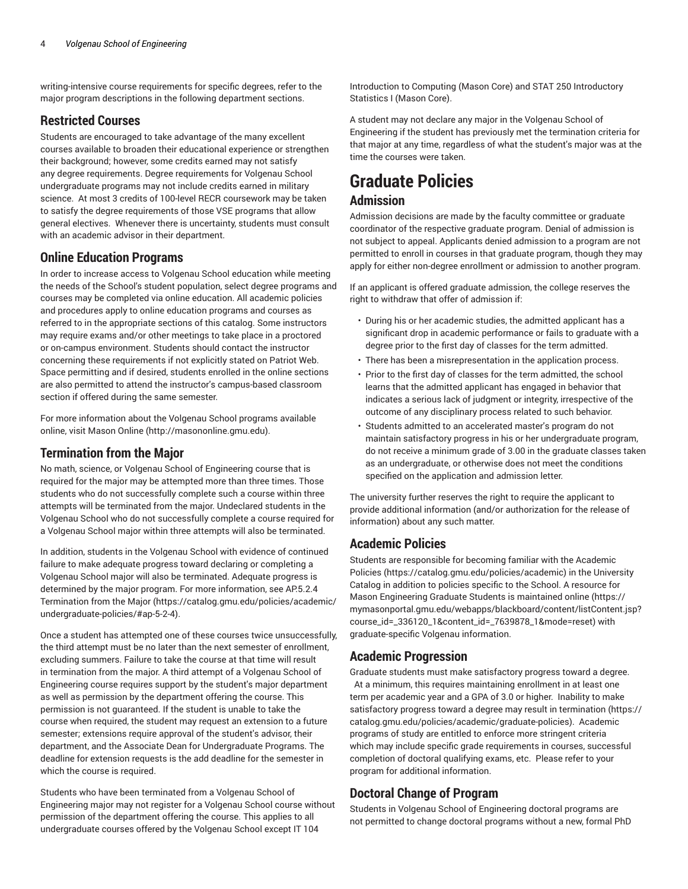writing-intensive course requirements for specific degrees, refer to the major program descriptions in the following department sections.

### Restricted Courses

Students are encouraged to take advantage of the many excellent courses available to broaden their educational experience or strengthen their background; however, some credits earned may not satisfy any degree requirements. Degree requirements for Volgenau School undergraduate programs may not include credits earned in military science. At most 3 credits of 100-level RECR coursework may be taken to satisfy the degree requirements of those VSE programs that allow general electives. Whenever there is uncertainty, students must consult with an academic advisor in their department.

### Online Education Programs

In order to increase access to Volgenau School education while meeting the needs of the School's student population, select degree programs and courses may be completed via online education. All academic policies and procedures apply to online education programs and courses as referred to in the appropriate sections of this catalog. Some instructors may require exams and/or other meetings to take place in a proctored or on-campus environment. Students should contact the instructor concerning these requirements if not explicitly stated on Patriot Web. Space permitting and if desired, students enrolled in the online sections are also permitted to attend the instructor's campus-based classroom section if offered during the same semester.

For more information about the Volgenau School programs available online, visit Mason Online (http://masononline.gmu.edu).

### Termination from the Major

No math, science, or Volgenau School of Engineering course that is required for the major may be attempted more than three times. Those students who do not successfully complete such a course within three attempts will be terminated from the major. Undeclared students in the Volgenau School who do not successfully complete a course required for a Volgenau School major within three attempts will also be terminated.

In addition, students in the Volgenau School with evidence of continued failure to make adequate progress toward declaring or completing a Volgenau School major will also be terminated. Adequate progress is determined by the major program. For more information, see AP.5.2.4 Termination from the Major (https://catalog.gmu.edu/policies/academic/undergraduate-policies/#ap-5-2-4).

Once a student has attempted one of these courses twice unsuccessfully, the third attempt must be no later than the next semester of enrollment, excluding summers. Failure to take the course at that time will result in termination from the major. A third attempt of a Volgenau School of Engineering course requires support by the student's major department as well as permission by the department offering the course. This permission is not guaranteed. If the student is unable to take the course when required, the student may request an extension to a future semester; extensions require approval of the student's advisor, their department, and the Associate Dean for Undergraduate Programs. The deadline for extension requests is the add deadline for the semester in which the course is required.

Students who have been terminated from a Volgenau School of Engineering major may not register for a Volgenau School course without permission of the department offering the course. This applies to all undergraduate courses offered by the Volgenau School except IT 104 Introduction to Computing (Mason Core) and STAT 250 Introductory Statistics I (Mason Core).

A student may not declare any major in the Volgenau School of Engineering if the student has previously met the termination criteria for that major at any time, regardless of what the student's major was at the time the courses were taken.

## Graduate Policies

### Admission

Admission decisions are made by the faculty committee or graduate coordinator of the respective graduate program. Denial of admission is not subject to appeal. Applicants denied admission to a program are not permitted to enroll in courses in that graduate program, though they may apply for either non-degree enrollment or admission to another program.

If an applicant is offered graduate admission, the college reserves the right to withdraw that offer of admission if:

- During his or her academic studies, the admitted applicant has a significant drop in academic performance or fails to graduate with a degree prior to the first day of classes for the term admitted.
- There has been a misrepresentation in the application process.
- Prior to the first day of classes for the term admitted, the school learns that the admitted applicant has engaged in behavior that indicates a serious lack of judgment or integrity, irrespective of the outcome of any disciplinary process related to such behavior.
- Students admitted to an accelerated master's program do not maintain satisfactory progress in his or her undergraduate program, do not receive a minimum grade of 3.00 in the graduate classes taken as an undergraduate, or otherwise does not meet the conditions specified on the application and admission letter.

The university further reserves the right to require the applicant to provide additional information (and/or authorization for the release of information) about any such matter.

### Academic Policies

Students are responsible for becoming familiar with the Academic Policies (https://catalog.gmu.edu/policies/academic) in the University Catalog in addition to policies specific to the School. A resource for Mason Engineering Graduate Students is maintained online (https://mymasonportal.gmu.edu/webapps/blackboard/content/listContent.jsp?course_id=_336120_1&content_id=_7639878_1&mode=reset) with graduate-specific Volgenau information.

### Academic Progression

Graduate students must make satisfactory progress toward a degree. At a minimum, this requires maintaining enrollment in at least one term per academic year and a GPA of 3.0 or higher. Inability to make satisfactory progress toward a degree may result in termination (https://catalog.gmu.edu/policies/academic/graduate-policies). Academic programs of study are entitled to enforce more stringent criteria which may include specific grade requirements in courses, successful completion of doctoral qualifying exams, etc. Please refer to your program for additional information.

### Doctoral Change of Program

Students in Volgenau School of Engineering doctoral programs are not permitted to change doctoral programs without a new, formal PhD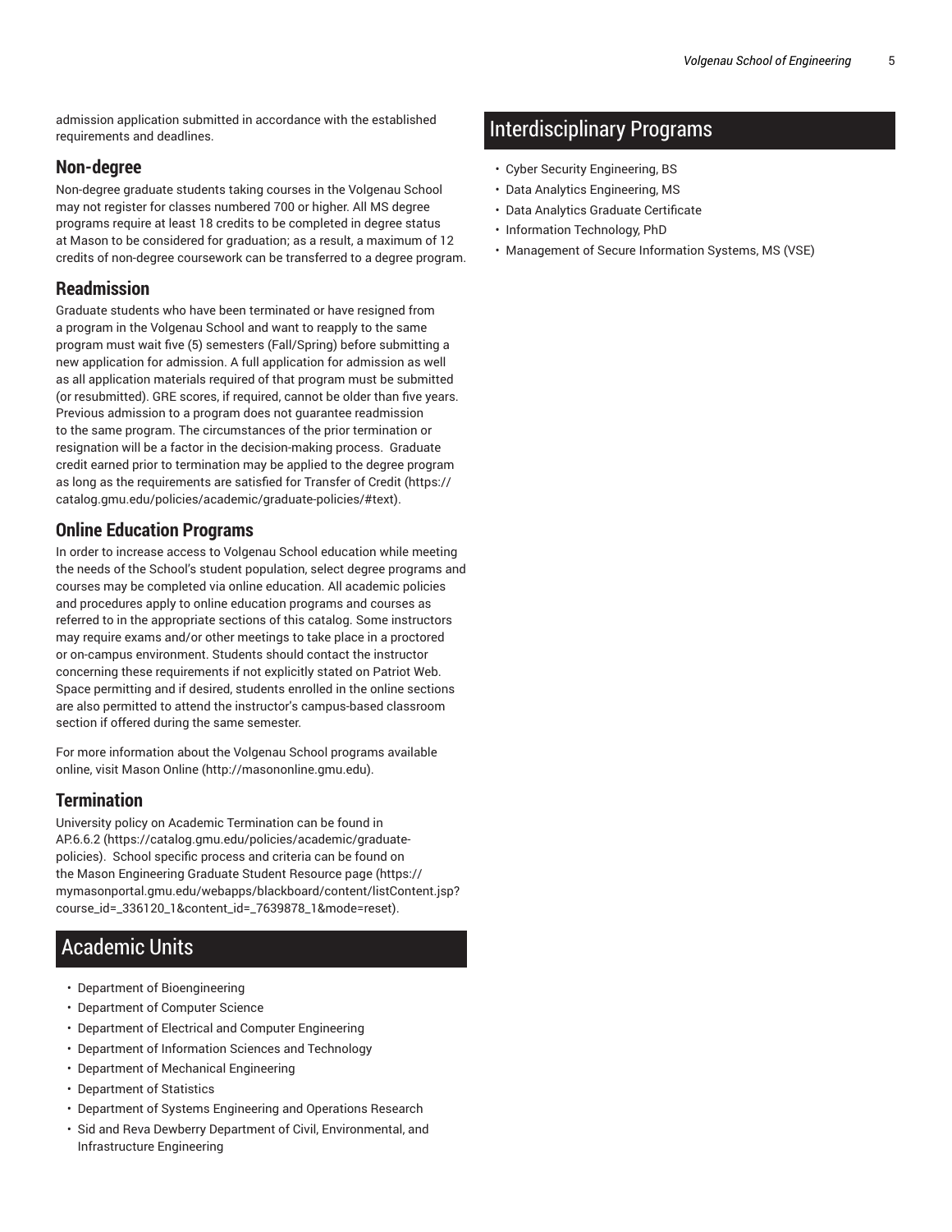admission application submitted in accordance with the established requirements and deadlines.

### Non-degree

Non-degree graduate students taking courses in the Volgenau School may not register for classes numbered 700 or higher. All MS degree programs require at least 18 credits to be completed in degree status at Mason to be considered for graduation; as a result, a maximum of 12 credits of non-degree coursework can be transferred to a degree program.

### Readmission

Graduate students who have been terminated or have resigned from a program in the Volgenau School and want to reapply to the same program must wait five (5) semesters (Fall/Spring) before submitting a new application for admission. A full application for admission as well as all application materials required of that program must be submitted (or resubmitted). GRE scores, if required, cannot be older than five years. Previous admission to a program does not guarantee readmission to the same program. The circumstances of the prior termination or resignation will be a factor in the decision-making process. Graduate credit earned prior to termination may be applied to the degree program as long as the requirements are satisfied for Transfer of Credit (https://catalog.gmu.edu/policies/academic/graduate-policies/#text).

### Online Education Programs

In order to increase access to Volgenau School education while meeting the needs of the School's student population, select degree programs and courses may be completed via online education. All academic policies and procedures apply to online education programs and courses as referred to in the appropriate sections of this catalog. Some instructors may require exams and/or other meetings to take place in a proctored or on-campus environment. Students should contact the instructor concerning these requirements if not explicitly stated on Patriot Web. Space permitting and if desired, students enrolled in the online sections are also permitted to attend the instructor's campus-based classroom section if offered during the same semester.

For more information about the Volgenau School programs available online, visit Mason Online (http://masononline.gmu.edu).

### Termination

University policy on Academic Termination can be found in AP.6.6.2 (https://catalog.gmu.edu/policies/academic/graduate-policies). School specific process and criteria can be found on the Mason Engineering Graduate Student Resource page (https://mymasonportal.gmu.edu/webapps/blackboard/content/listContent.jsp?course_id=_336120_1&content_id=_7639878_1&mode=reset).

## Academic Units

- Department of Bioengineering
- Department of Computer Science
- Department of Electrical and Computer Engineering
- Department of Information Sciences and Technology
- Department of Mechanical Engineering
- Department of Statistics
- Department of Systems Engineering and Operations Research
- Sid and Reva Dewberry Department of Civil, Environmental, and Infrastructure Engineering

## Interdisciplinary Programs

- Cyber Security Engineering, BS
- Data Analytics Engineering, MS
- Data Analytics Graduate Certificate
- Information Technology, PhD
- Management of Secure Information Systems, MS (VSE)